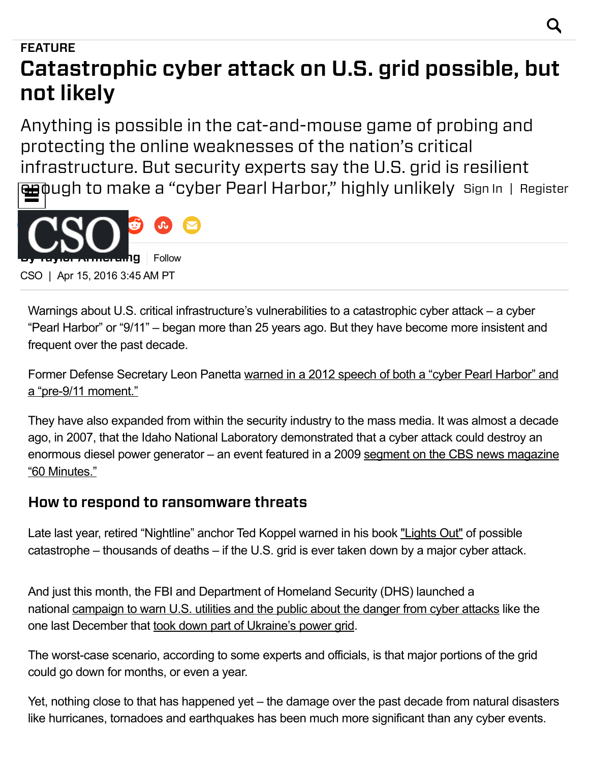FEATURE

# Catastrophic cyber attack on U.S. grid possible, but not likely

Anything is possible in the cat-and-mouse game of probing and protecting the online weaknesses of the nation's critical infrastructure. But security experts say the U.S. grid is resilient enough to make a "cyber Pearl Harbor," highly unlikely

By Taylor Armerding

CSO | Apr 15, 2016 3:45 AM PT

Warnings about U.S. critical infrastructure's vulnerabilities to a catastrophic cyber attack – a cyber "Pearl Harbor" or "9/11" – began more than 25 years ago. But they have become more insistent and frequent over the past decade.

Former Defense Secretary Leon Panetta warned in a 2012 speech of both a "cyber Pearl Harbor" and a "pre-9/11 moment."

They have also expanded from within the security industry to the mass media. It was almost a decade ago, in 2007, that the Idaho National Laboratory demonstrated that a cyber attack could destroy an enormous diesel power generator – an event featured in a 2009 segment on the CBS news magazine "60 Minutes."

### How to respond to ransomware threats

Late last year, retired "Nightline" anchor Ted Koppel warned in his book "Lights Out" of possible catastrophe – thousands of deaths – if the U.S. grid is ever taken down by a major cyber attack.

And just this month, the FBI and Department of Homeland Security (DHS) launched a national campaign to warn U.S. utilities and the public about the danger from cyber attacks like the one last December that took down part of Ukraine's power grid.

The worst-case scenario, according to some experts and officials, is that major portions of the grid could go down for months, or even a year.

Yet, nothing close to that has happened yet – the damage over the past decade from natural disasters like hurricanes, tornadoes and earthquakes has been much more significant than any cyber events.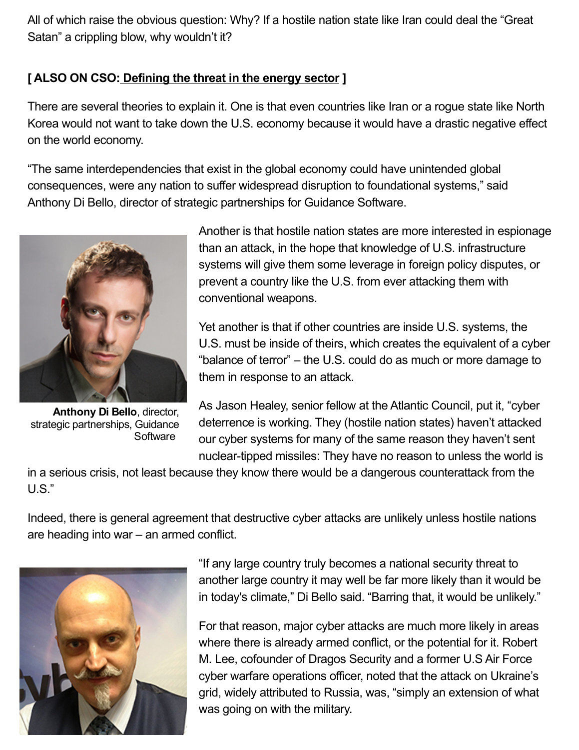All of which raise the obvious question: Why? If a hostile nation state like Iran could deal the "Great Satan" a crippling blow, why wouldn't it?

**[ ALSO ON CSO: Defining the threat in the energy sector ]**

There are several theories to explain it. One is that even countries like Iran or a rogue state like North Korea would not want to take down the U.S. economy because it would have a drastic negative effect on the world economy.

"The same interdependencies that exist in the global economy could have unintended global consequences, were any nation to suffer widespread disruption to foundational systems," said Anthony Di Bello, director of strategic partnerships for Guidance Software.

**Anthony Di Bello**, director, strategic partnerships, Guidance Software

Another is that hostile nation states are more interested in espionage than an attack, in the hope that knowledge of U.S. infrastructure systems will give them some leverage in foreign policy disputes, or prevent a country like the U.S. from ever attacking them with conventional weapons.

Yet another is that if other countries are inside U.S. systems, the U.S. must be inside of theirs, which creates the equivalent of a cyber "balance of terror" – the U.S. could do as much or more damage to them in response to an attack.

As Jason Healey, senior fellow at the Atlantic Council, put it, "cyber deterrence is working. They (hostile nation states) haven't attacked our cyber systems for many of the same reason they haven't sent nuclear-tipped missiles: They have no reason to unless the world is in a serious crisis, not least because they know there would be a dangerous counterattack from the U.S."

Indeed, there is general agreement that destructive cyber attacks are unlikely unless hostile nations are heading into war – an armed conflict.

"If any large country truly becomes a national security threat to another large country it may well be far more likely than it would be in today's climate," Di Bello said. "Barring that, it would be unlikely."

For that reason, major cyber attacks are much more likely in areas where there is already armed conflict, or the potential for it. Robert M. Lee, cofounder of Dragos Security and a former U.S Air Force cyber warfare operations officer, noted that the attack on Ukraine's grid, widely attributed to Russia, was, "simply an extension of what was going on with the military.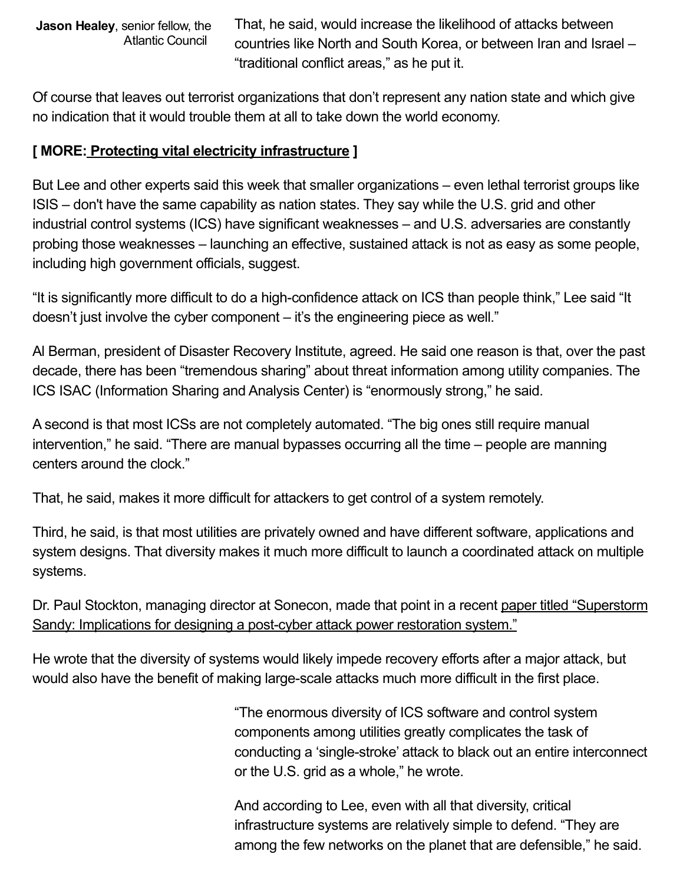**Jason Healey**, senior fellow, the Atlantic Council

That, he said, would increase the likelihood of attacks between countries like North and South Korea, or between Iran and Israel – "traditional conflict areas," as he put it.

Of course that leaves out terrorist organizations that don't represent any nation state and which give no indication that it would trouble them at all to take down the world economy.

**[ MORE: Protecting vital electricity infrastructure ]**

But Lee and other experts said this week that smaller organizations – even lethal terrorist groups like ISIS – don't have the same capability as nation states. They say while the U.S. grid and other industrial control systems (ICS) have significant weaknesses – and U.S. adversaries are constantly probing those weaknesses – launching an effective, sustained attack is not as easy as some people, including high government officials, suggest.

"It is significantly more difficult to do a high-confidence attack on ICS than people think," Lee said "It doesn't just involve the cyber component – it's the engineering piece as well."

Al Berman, president of Disaster Recovery Institute, agreed. He said one reason is that, over the past decade, there has been "tremendous sharing" about threat information among utility companies. The ICS ISAC (Information Sharing and Analysis Center) is "enormously strong," he said.

A second is that most ICSs are not completely automated. "The big ones still require manual intervention," he said. "There are manual bypasses occurring all the time – people are manning centers around the clock."

That, he said, makes it more difficult for attackers to get control of a system remotely.

Third, he said, is that most utilities are privately owned and have different software, applications and system designs. That diversity makes it much more difficult to launch a coordinated attack on multiple systems.

Dr. Paul Stockton, managing director at Sonecon, made that point in a recent paper titled "Superstorm Sandy: Implications for designing a post-cyber attack power restoration system."

He wrote that the diversity of systems would likely impede recovery efforts after a major attack, but would also have the benefit of making large-scale attacks much more difficult in the first place.

"The enormous diversity of ICS software and control system components among utilities greatly complicates the task of conducting a 'single-stroke' attack to black out an entire interconnect or the U.S. grid as a whole," he wrote.

And according to Lee, even with all that diversity, critical infrastructure systems are relatively simple to defend. "They are among the few networks on the planet that are defensible," he said.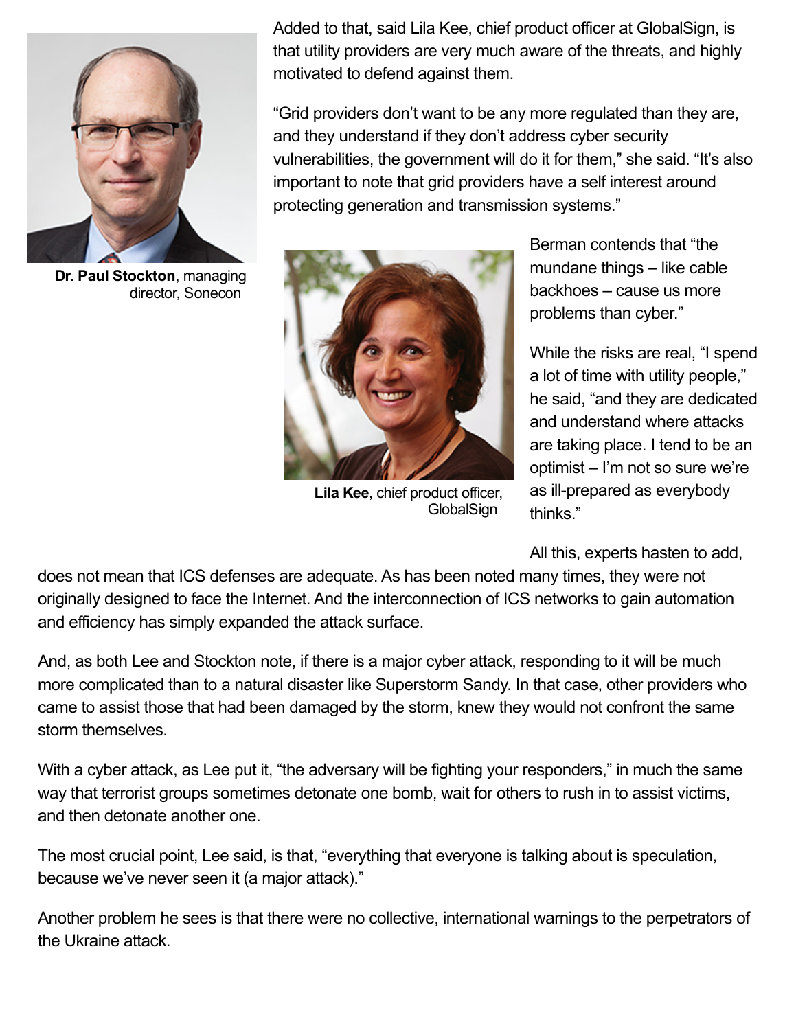Added to that, said Lila Kee, chief product officer at GlobalSign, is that utility providers are very much aware of the threats, and highly motivated to defend against them.

"Grid providers don't want to be any more regulated than they are, and they understand if they don't address cyber security vulnerabilities, the government will do it for them," she said. "It's also important to note that grid providers have a self interest around protecting generation and transmission systems."

**Dr. Paul Stockton**, managing director, Sonecon

**Lila Kee**, chief product officer, GlobalSign

Berman contends that "the mundane things – like cable backhoes – cause us more problems than cyber."

While the risks are real, "I spend a lot of time with utility people," he said, "and they are dedicated and understand where attacks are taking place. I tend to be an optimist – I'm not so sure we're as ill-prepared as everybody thinks."

All this, experts hasten to add, does not mean that ICS defenses are adequate. As has been noted many times, they were not originally designed to face the Internet. And the interconnection of ICS networks to gain automation and efficiency has simply expanded the attack surface.

And, as both Lee and Stockton note, if there is a major cyber attack, responding to it will be much more complicated than to a natural disaster like Superstorm Sandy. In that case, other providers who came to assist those that had been damaged by the storm, knew they would not confront the same storm themselves.

With a cyber attack, as Lee put it, "the adversary will be fighting your responders," in much the same way that terrorist groups sometimes detonate one bomb, wait for others to rush in to assist victims, and then detonate another one.

The most crucial point, Lee said, is that, "everything that everyone is talking about is speculation, because we've never seen it (a major attack)."

Another problem he sees is that there were no collective, international warnings to the perpetrators of the Ukraine attack.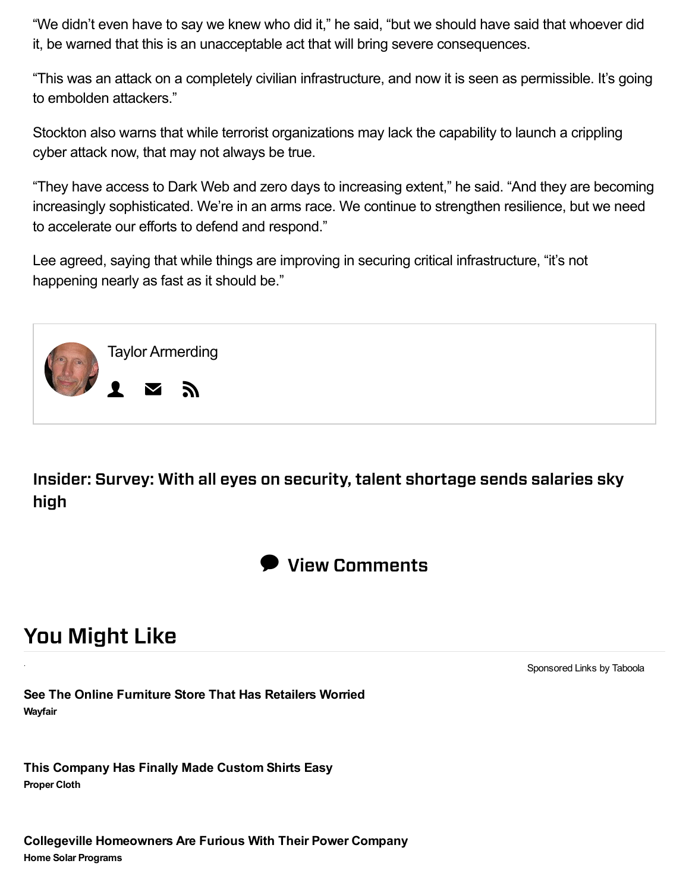"We didn't even have to say we knew who did it," he said, "but we should have said that whoever did it, be warned that this is an unacceptable act that will bring severe consequences.

"This was an attack on a completely civilian infrastructure, and now it is seen as permissible. It's going to embolden attackers."

Stockton also warns that while terrorist organizations may lack the capability to launch a crippling cyber attack now, that may not always be true.

"They have access to Dark Web and zero days to increasing extent," he said. "And they are becoming increasingly sophisticated. We're in an arms race. We continue to strengthen resilience, but we need to accelerate our efforts to defend and respond."

Lee agreed, saying that while things are improving in securing critical infrastructure, "it's not happening nearly as fast as it should be."

Taylor Armerding

**Insider: Survey: With all eyes on security, talent shortage sends salaries sky high**

**View Comments**

## You Might Like

Sponsored Links by Taboola

**See The Online Furniture Store That Has Retailers Worried**
**Wayfair**

**This Company Has Finally Made Custom Shirts Easy**
**Proper Cloth**

**Collegeville Homeowners Are Furious With Their Power Company**
**Home Solar Programs**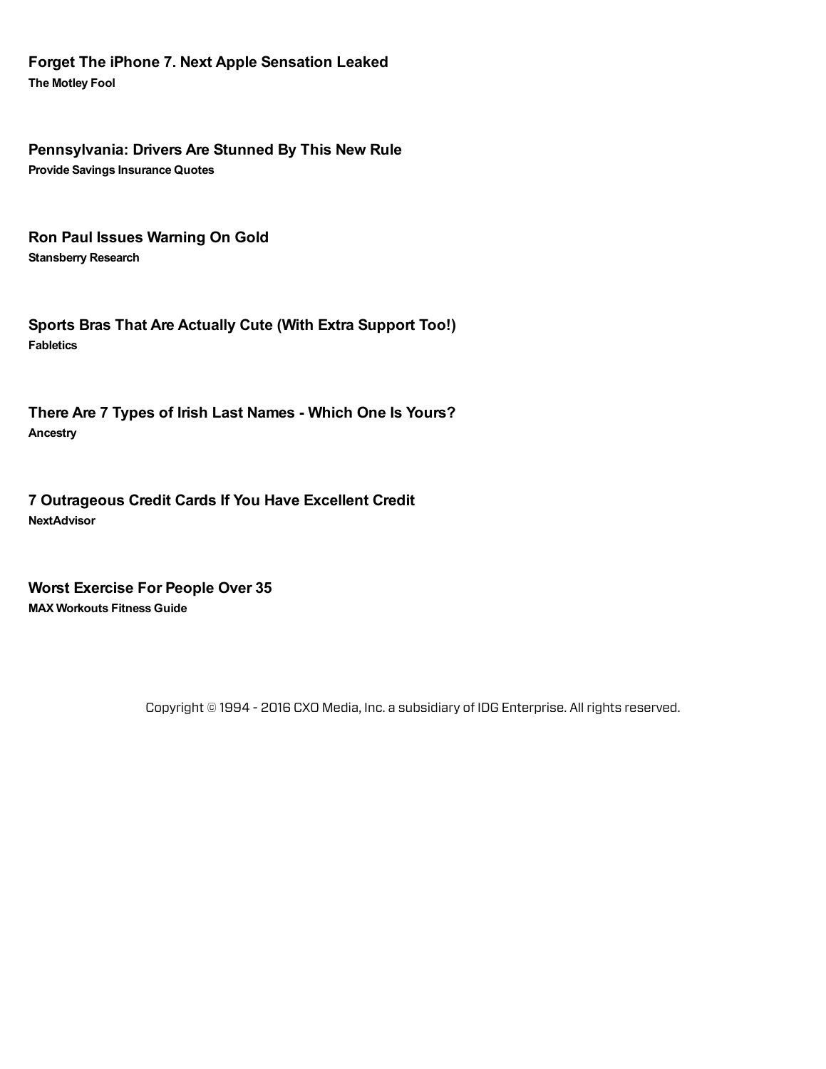**Forget The iPhone 7. Next Apple Sensation Leaked**
**The Motley Fool**

**Pennsylvania: Drivers Are Stunned By This New Rule**
**Provide Savings Insurance Quotes**

**Ron Paul Issues Warning On Gold**
**Stansberry Research**

**Sports Bras That Are Actually Cute (With Extra Support Too!)**
**Fabletics**

**There Are 7 Types of Irish Last Names - Which One Is Yours?**
**Ancestry**

**7 Outrageous Credit Cards If You Have Excellent Credit**
**NextAdvisor**

**Worst Exercise For People Over 35**
**MAX Workouts Fitness Guide**

Copyright © 1994 - 2016 CXO Media, Inc. a subsidiary of IDG Enterprise. All rights reserved.